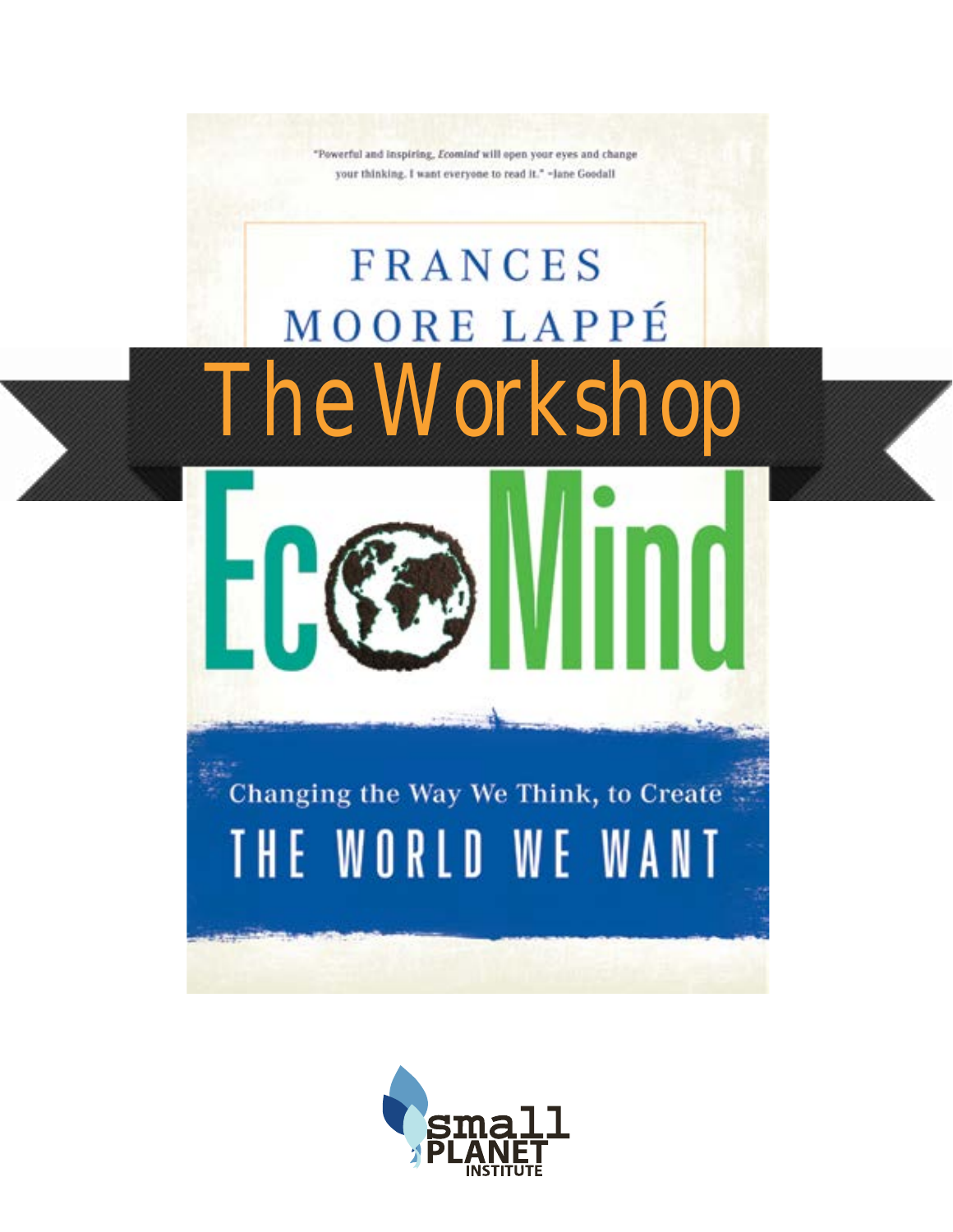"Powerful and inspiring, *Ecomind* will open your eyes and change your thinking. I want everyone to read it." –Jane Goodall

FRANCES MOORE LAPPÉ

# The Workshop

# EcoMind

## Changing the Way We Think, to Create THE WORLD WE WANT

small PLANET INSTITUTE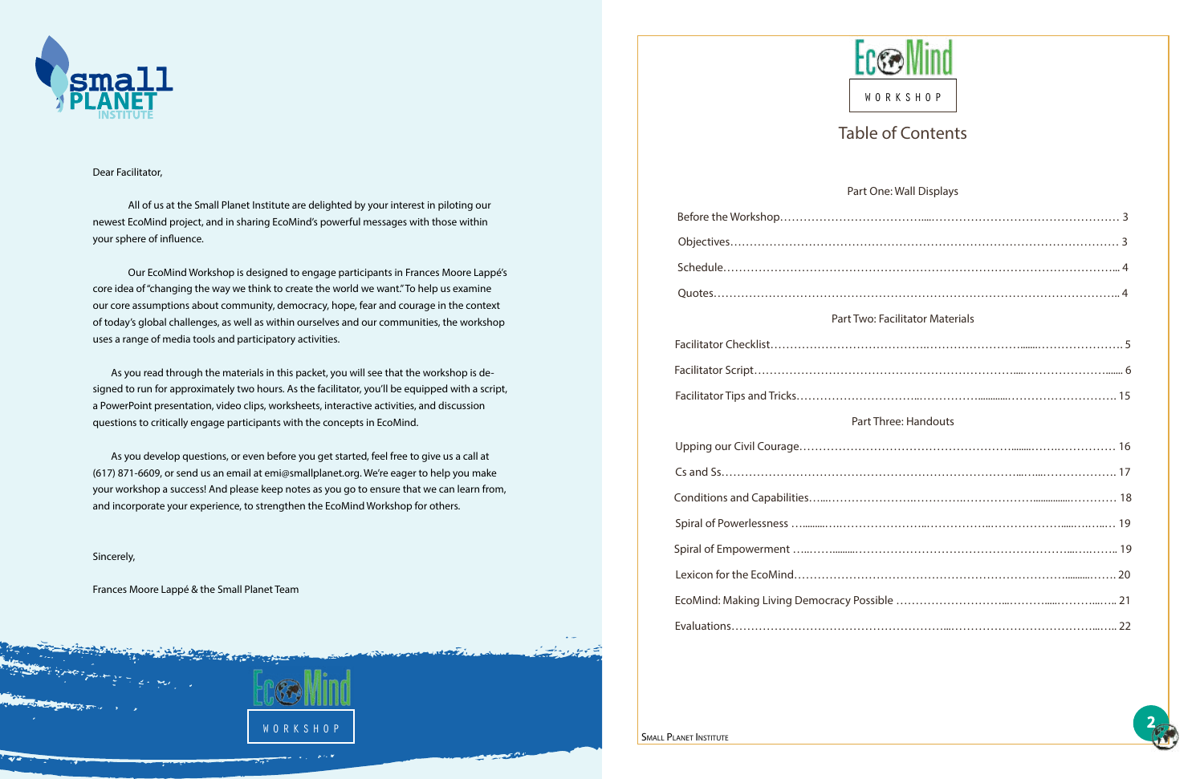Dear Facilitator,

All of us at the Small Planet Institute are delighted by your interest in piloting our newest EcoMind project, and in sharing EcoMind's powerful messages with those within your sphere of influence.

Our EcoMind Workshop is designed to engage participants in Frances Moore Lappé's core idea of "changing the way we think to create the world we want." To help us examine our core assumptions about community, democracy, hope, fear and courage in the context of today's global challenges, as well as within ourselves and our communities, the workshop uses a range of media tools and participatory activities.

As you read through the materials in this packet, you will see that the workshop is designed to run for approximately two hours. As the facilitator, you'll be equipped with a script, a PowerPoint presentation, video clips, worksheets, interactive activities, and discussion questions to critically engage participants with the concepts in EcoMind.

As you develop questions, or even before you get started, feel free to give us a call at (617) 871-6609, or send us an email at emi@smallplanet.org. We're eager to help you make your workshop a success! And please keep notes as you go to ensure that we can learn from, and incorporate your experience, to strengthen the EcoMind Workshop for others.

Sincerely,

Frances Moore Lappé & the Small Planet Team

EcoMind WORKSHOP

# Table of Contents

## Part One: Wall Displays

| | |
|---|---|
| Before the Workshop | 3 |
| Objectives | 3 |
| Schedule | 4 |
| Quotes | 4 |

## Part Two: Facilitator Materials

| | |
|---|---|
| Facilitator Checklist | 5 |
| Facilitator Script | 6 |
| Facilitator Tips and Tricks | 15 |

## Part Three: Handouts

| | |
|---|---|
| Upping our Civil Courage | 16 |
| Cs and Ss | 17 |
| Conditions and Capabilities | 18 |
| Spiral of Powerlessness | 19 |
| Spiral of Empowerment | 19 |
| Lexicon for the EcoMind | 20 |
| EcoMind: Making Living Democracy Possible | 21 |
| Evaluations | 22 |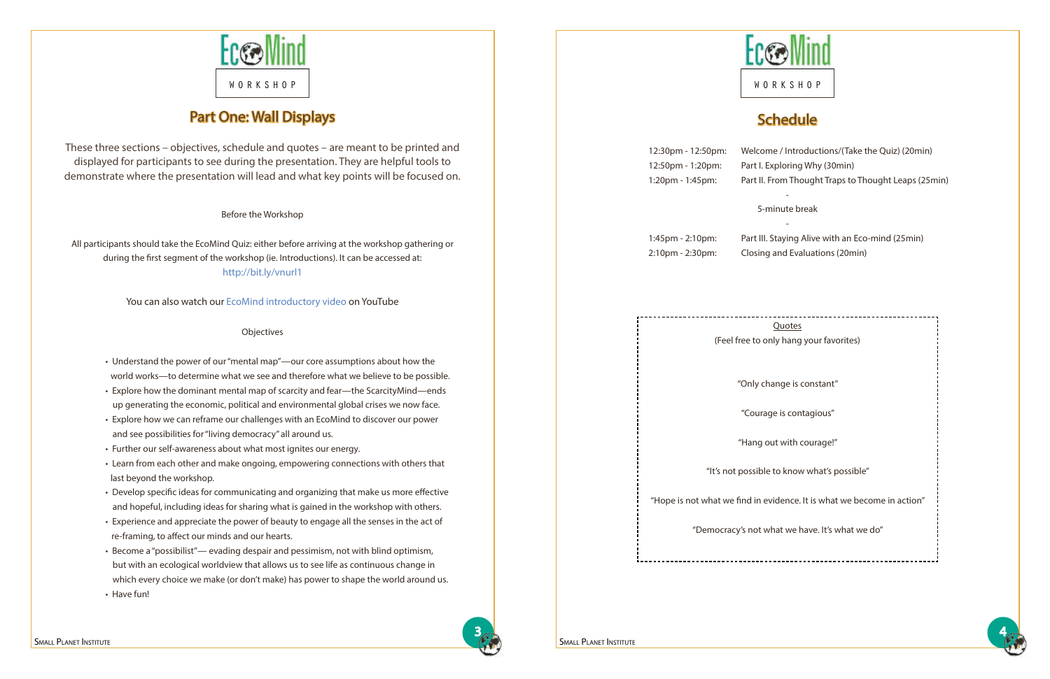# Part One: Wall Displays

These three sections – objectives, schedule and quotes – are meant to be printed and displayed for participants to see during the presentation. They are helpful tools to demonstrate where the presentation will lead and what key points will be focused on.

Before the Workshop

All participants should take the EcoMind Quiz: either before arriving at the workshop gathering or during the first segment of the workshop (ie. Introductions). It can be accessed at: http://bit.ly/vnurl1

You can also watch our EcoMind introductory video on YouTube

Objectives

- Understand the power of our "mental map"—our core assumptions about how the world works—to determine what we see and therefore what we believe to be possible.
- Explore how the dominant mental map of scarcity and fear—the ScarcityMind—ends up generating the economic, political and environmental global crises we now face.
- Explore how we can reframe our challenges with an EcoMind to discover our power and see possibilities for "living democracy" all around us.
- Further our self-awareness about what most ignites our energy.
- Learn from each other and make ongoing, empowering connections with others that last beyond the workshop.
- Develop specific ideas for communicating and organizing that make us more effective and hopeful, including ideas for sharing what is gained in the workshop with others.
- Experience and appreciate the power of beauty to engage all the senses in the act of re-framing, to affect our minds and our hearts.
- Become a "possibilist"— evading despair and pessimism, not with blind optimism, but with an ecological worldview that allows us to see life as continuous change in which every choice we make (or don't make) has power to shape the world around us.
- Have fun!

# Schedule

| | |
|---|---|
| 12:30pm - 12:50pm: | Welcome / Introductions/(Take the Quiz) (20min) |
| 12:50pm - 1:20pm: | Part I. Exploring Why (30min) |
| 1:20pm - 1:45pm: | Part II. From Thought Traps to Thought Leaps (25min) |
| | 5-minute break |
| 1:45pm - 2:10pm: | Part III. Staying Alive with an Eco-mind (25min) |
| 2:10pm - 2:30pm: | Closing and Evaluations (20min) |

Quotes

(Feel free to only hang your favorites)

"Only change is constant"

"Courage is contagious"

"Hang out with courage!"

"It's not possible to know what's possible"

"Hope is not what we find in evidence. It is what we become in action"

"Democracy's not what we have. It's what we do"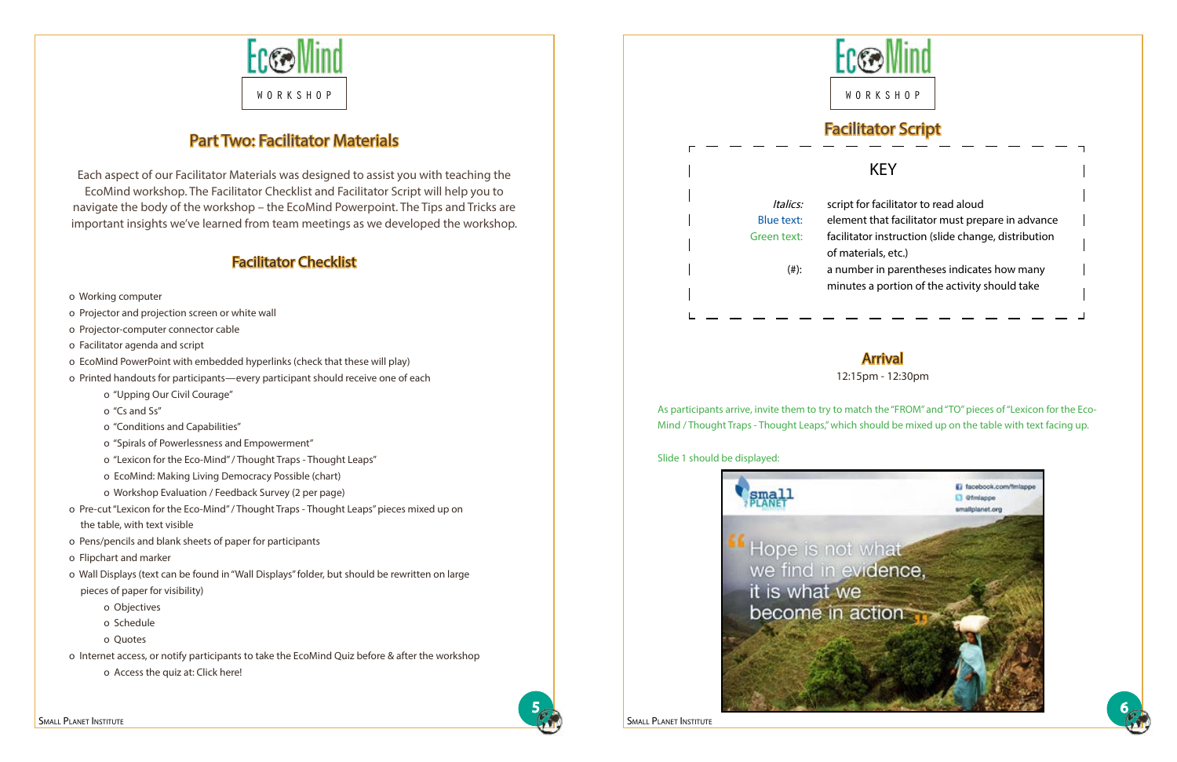EcoMind WORKSHOP

## Part Two: Facilitator Materials

Each aspect of our Facilitator Materials was designed to assist you with teaching the EcoMind workshop. The Facilitator Checklist and Facilitator Script will help you to navigate the body of the workshop – the EcoMind Powerpoint. The Tips and Tricks are important insights we've learned from team meetings as we developed the workshop.

### Facilitator Checklist

- Working computer
- Projector and projection screen or white wall
- Projector-computer connector cable
- Facilitator agenda and script
- EcoMind PowerPoint with embedded hyperlinks (check that these will play)
- Printed handouts for participants—every participant should receive one of each
    - "Upping Our Civil Courage"
    - "Cs and Ss"
    - "Conditions and Capabilities"
    - "Spirals of Powerlessness and Empowerment"
    - "Lexicon for the Eco-Mind" / Thought Traps - Thought Leaps"
    - EcoMind: Making Living Democracy Possible (chart)
    - Workshop Evaluation / Feedback Survey (2 per page)
- Pre-cut "Lexicon for the Eco-Mind" / Thought Traps - Thought Leaps" pieces mixed up on the table, with text visible
- Pens/pencils and blank sheets of paper for participants
- Flipchart and marker
- Wall Displays (text can be found in "Wall Displays" folder, but should be rewritten on large pieces of paper for visibility)
    - Objectives
    - Schedule
    - Quotes
- Internet access, or notify participants to take the EcoMind Quiz before & after the workshop
    - Access the quiz at: Click here!

EcoMind WORKSHOP

### Facilitator Script

**KEY**

| | |
|---|---|
| *Italics:* | script for facilitator to read aloud |
| Blue text: | element that facilitator must prepare in advance |
| Green text: | facilitator instruction (slide change, distribution of materials, etc.) |
| (#): | a number in parentheses indicates how many minutes a portion of the activity should take |

### Arrival

12:15pm - 12:30pm

As participants arrive, invite them to try to match the "FROM" and "TO" pieces of "Lexicon for the Eco-Mind / Thought Traps - Thought Leaps," which should be mixed up on the table with text facing up.

Slide 1 should be displayed:

small PLANET — facebook.com/fmlappe — @fmlappe — smallplanet.org

"Hope is not what we find in evidence, it is what we become in action"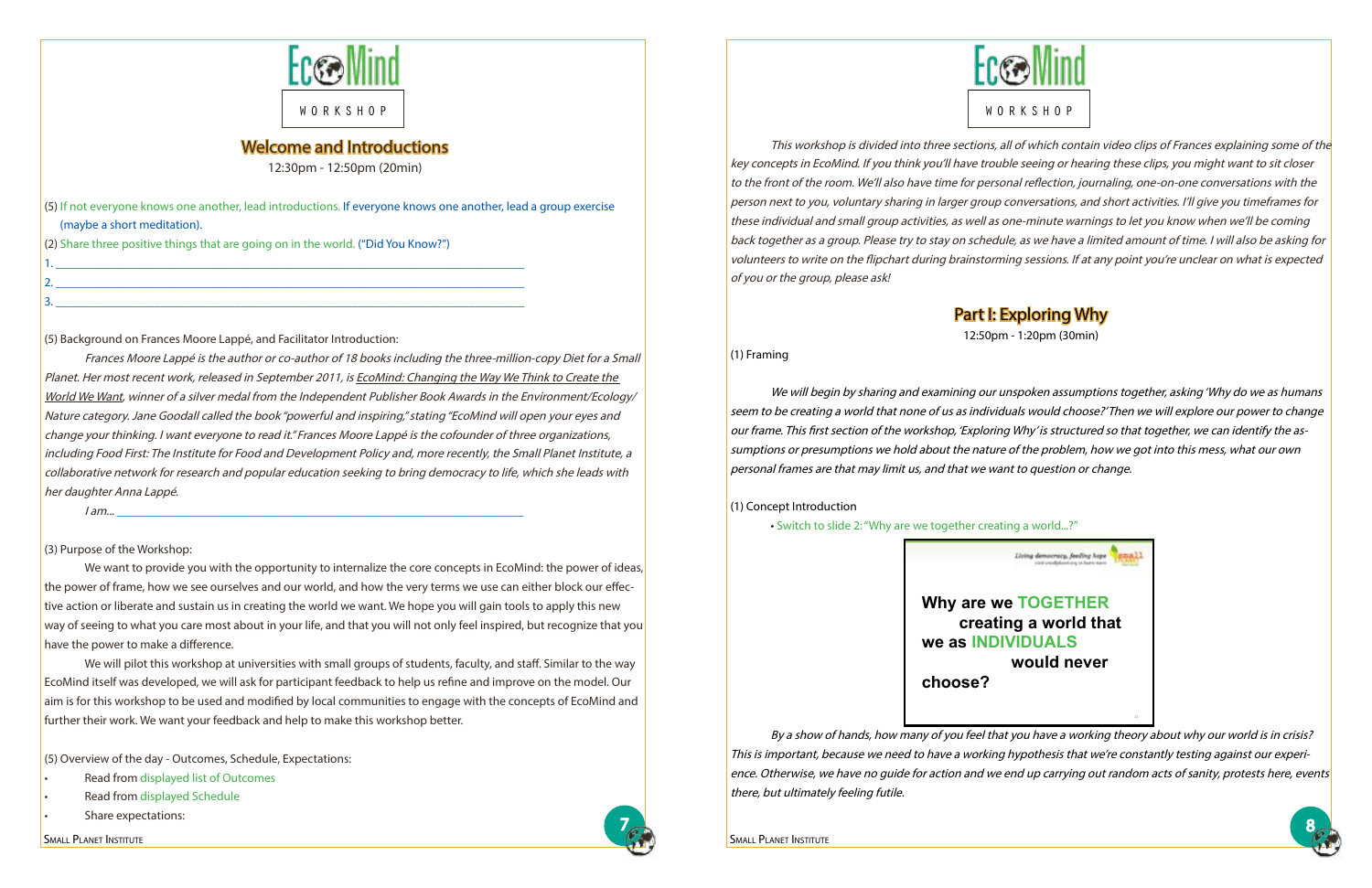# EcoMind WORKSHOP

## Welcome and Introductions

12:30pm - 12:50pm (20min)

(5) If not everyone knows one another, lead introductions. If everyone knows one another, lead a group exercise (maybe a short meditation).

(2) Share three positive things that are going on in the world. ("Did You Know?")

1. ______________________________________________
2. ______________________________________________
3. ______________________________________________

(5) Background on Frances Moore Lappé, and Facilitator Introduction:

*Frances Moore Lappé is the author or co-author of 18 books including the three-million-copy Diet for a Small Planet. Her most recent work, released in September 2011, is EcoMind: Changing the Way We Think to Create the World We Want, winner of a silver medal from the Independent Publisher Book Awards in the Environment/Ecology/Nature category. Jane Goodall called the book "powerful and inspiring," stating "EcoMind will open your eyes and change your thinking. I want everyone to read it." Frances Moore Lappé is the cofounder of three organizations, including Food First: The Institute for Food and Development Policy and, more recently, the Small Planet Institute, a collaborative network for research and popular education seeking to bring democracy to life, which she leads with her daughter Anna Lappé.*

*I am...* ______________________________________________

(3) Purpose of the Workshop:

We want to provide you with the opportunity to internalize the core concepts in EcoMind: the power of ideas, the power of frame, how we see ourselves and our world, and how the very terms we use can either block our effective action or liberate and sustain us in creating the world we want. We hope you will gain tools to apply this new way of seeing to what you care most about in your life, and that you will not only feel inspired, but recognize that you have the power to make a difference.

We will pilot this workshop at universities with small groups of students, faculty, and staff. Similar to the way EcoMind itself was developed, we will ask for participant feedback to help us refine and improve on the model. Our aim is for this workshop to be used and modified by local communities to engage with the concepts of EcoMind and further their work. We want your feedback and help to make this workshop better.

(5) Overview of the day - Outcomes, Schedule, Expectations:

- Read from displayed list of Outcomes
- Read from displayed Schedule
- Share expectations:

# EcoMind WORKSHOP

*This workshop is divided into three sections, all of which contain video clips of Frances explaining some of the key concepts in EcoMind. If you think you'll have trouble seeing or hearing these clips, you might want to sit closer to the front of the room. We'll also have time for personal reflection, journaling, one-on-one conversations with the person next to you, voluntary sharing in larger group conversations, and short activities. I'll give you timeframes for these individual and small group activities, as well as one-minute warnings to let you know when we'll be coming back together as a group. Please try to stay on schedule, as we have a limited amount of time. I will also be asking for volunteers to write on the flipchart during brainstorming sessions. If at any point you're unclear on what is expected of you or the group, please ask!*

## Part I: Exploring Why

12:50pm - 1:20pm (30min)

(1) Framing

*We will begin by sharing and examining our unspoken assumptions together, asking 'Why do we as humans seem to be creating a world that none of us as individuals would choose?' Then we will explore our power to change our frame. This first section of the workshop, 'Exploring Why' is structured so that together, we can identify the assumptions or presumptions we hold about the nature of the problem, how we got into this mess, what our own personal frames are that may limit us, and that we want to question or change.*

(1) Concept Introduction

- Switch to slide 2: "Why are we together creating a world...?"

Living democracy, feeling hope — small planet

**Why are we TOGETHER creating a world that we as INDIVIDUALS would never choose?**

*By a show of hands, how many of you feel that you have a working theory about why our world is in crisis? This is important, because we need to have a working hypothesis that we're constantly testing against our experience. Otherwise, we have no guide for action and we end up carrying out random acts of sanity, protests here, events there, but ultimately feeling futile.*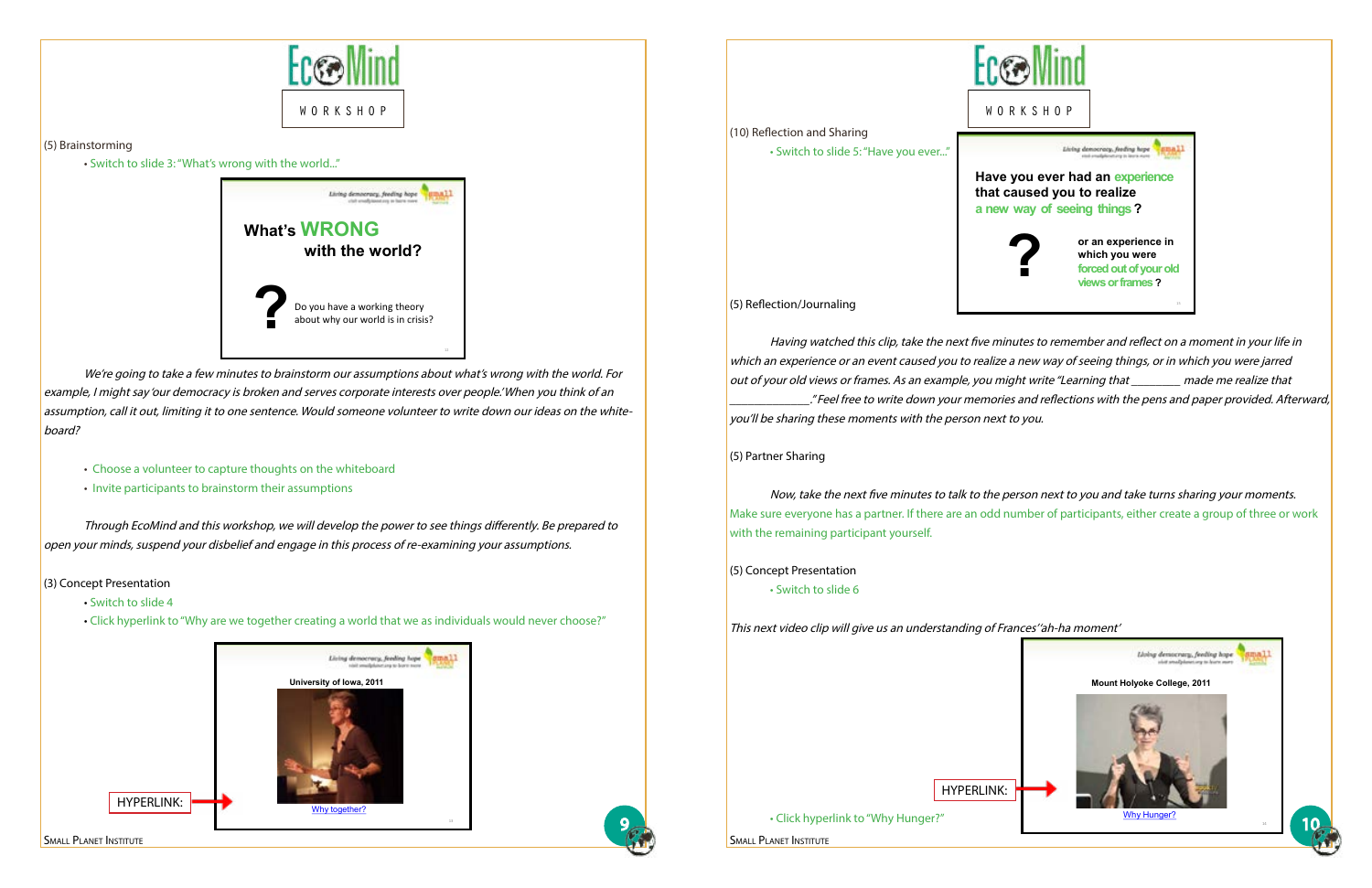(5) Brainstorming

- Switch to slide 3: "What's wrong with the world..."

What's WRONG with the world?

Do you have a working theory about why our world is in crisis?

*We're going to take a few minutes to brainstorm our assumptions about what's wrong with the world. For example, I might say 'our democracy is broken and serves corporate interests over people.' When you think of an assumption, call it out, limiting it to one sentence. Would someone volunteer to write down our ideas on the white-board?*

- Choose a volunteer to capture thoughts on the whiteboard
- Invite participants to brainstorm their assumptions

*Through EcoMind and this workshop, we will develop the power to see things differently. Be prepared to open your minds, suspend your disbelief and engage in this process of re-examining your assumptions.*

(3) Concept Presentation

- Switch to slide 4
- Click hyperlink to "Why are we together creating a world that we as individuals would never choose?"

HYPERLINK: University of Iowa, 2011 — Why together?

(10) Reflection and Sharing

- Switch to slide 5: "Have you ever..."

Have you ever had an experience that caused you to realize a new way of seeing things? or an experience in which you were forced out of your old views or frames?

(5) Reflection/Journaling

*Having watched this clip, take the next five minutes to remember and reflect on a moment in your life in which an experience or an event caused you to realize a new way of seeing things, or in which you were jarred out of your old views or frames. As an example, you might write "Learning that ________ made me realize that ____________." Feel free to write down your memories and reflections with the pens and paper provided. Afterward, you'll be sharing these moments with the person next to you.*

(5) Partner Sharing

*Now, take the next five minutes to talk to the person next to you and take turns sharing your moments.*

Make sure everyone has a partner. If there are an odd number of participants, either create a group of three or work with the remaining participant yourself.

(5) Concept Presentation

- Switch to slide 6

*This next video clip will give us an understanding of Frances' 'ah-ha moment'*

HYPERLINK: Mount Holyoke College, 2011 — Why Hunger?

- Click hyperlink to "Why Hunger?"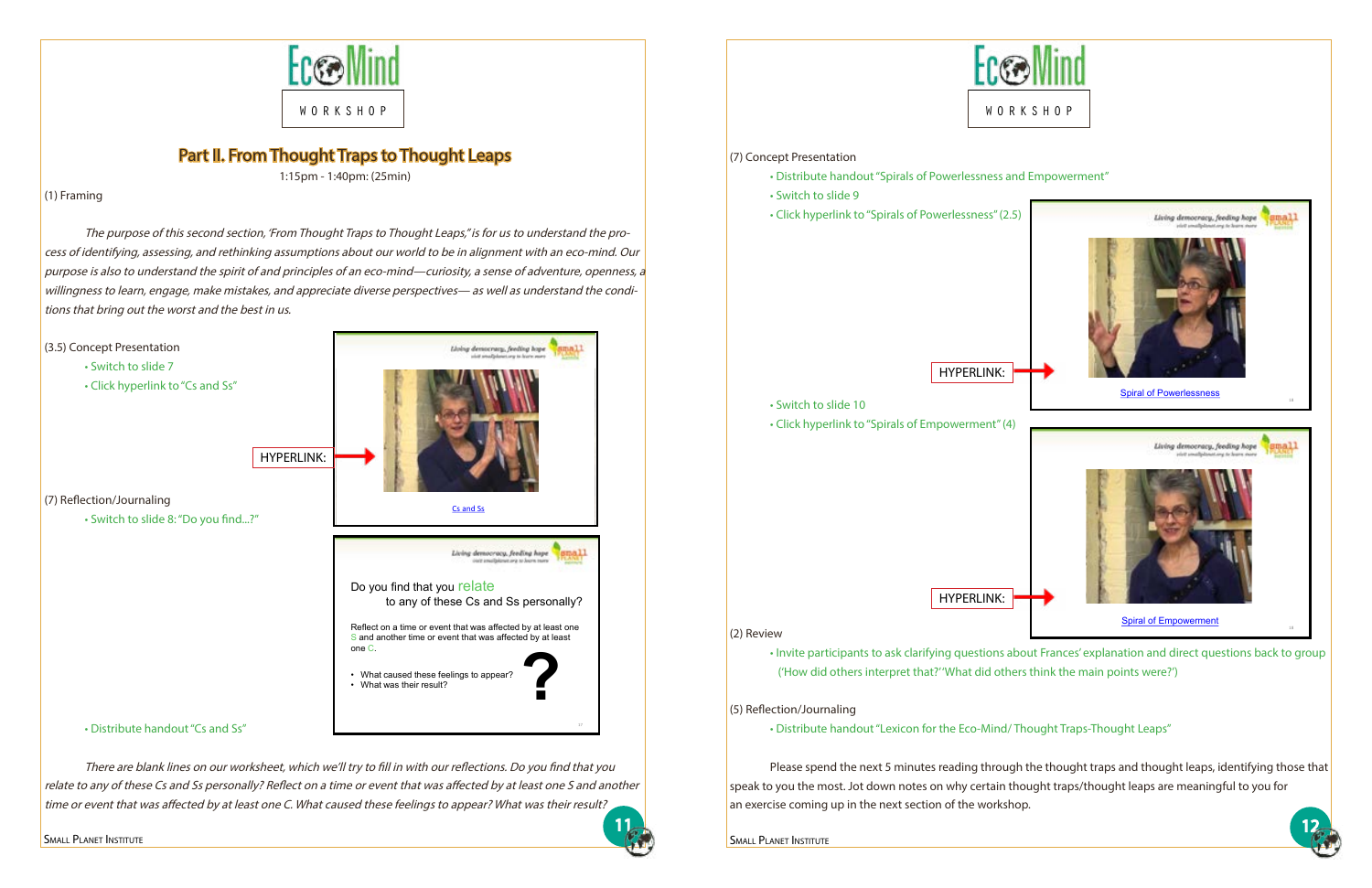## Part II. From Thought Traps to Thought Leaps

1:15pm - 1:40pm: (25min)

(1) Framing

*The purpose of this second section, 'From Thought Traps to Thought Leaps," is for us to understand the process of identifying, assessing, and rethinking assumptions about our world to be in alignment with an eco-mind. Our purpose is also to understand the spirit of and principles of an eco-mind—curiosity, a sense of adventure, openness, a willingness to learn, engage, make mistakes, and appreciate diverse perspectives— as well as understand the conditions that bring out the worst and the best in us.*

(3.5) Concept Presentation

- Switch to slide 7
- Click hyperlink to "Cs and Ss"

HYPERLINK: Cs and Ss

(7) Reflection/Journaling

- Switch to slide 8: "Do you find...?"

Do you find that you relate to any of these Cs and Ss personally?

Reflect on a time or event that was affected by at least one S and another time or event that was affected by at least one C.

- What caused these feelings to appear?
- What was their result?

- Distribute handout "Cs and Ss"

*There are blank lines on our worksheet, which we'll try to fill in with our reflections. Do you find that you relate to any of these Cs and Ss personally? Reflect on a time or event that was affected by at least one S and another time or event that was affected by at least one C. What caused these feelings to appear? What was their result?*

(7) Concept Presentation

- Distribute handout "Spirals of Powerlessness and Empowerment"
- Switch to slide 9
- Click hyperlink to "Spirals of Powerlessness" (2.5)

HYPERLINK: Spiral of Powerlessness

- Switch to slide 10
- Click hyperlink to "Spirals of Empowerment" (4)

HYPERLINK: Spiral of Empowerment

(2) Review

- Invite participants to ask clarifying questions about Frances' explanation and direct questions back to group ('How did others interpret that?' 'What did others think the main points were?')

(5) Reflection/Journaling

- Distribute handout "Lexicon for the Eco-Mind/ Thought Traps-Thought Leaps"

Please spend the next 5 minutes reading through the thought traps and thought leaps, identifying those that speak to you the most. Jot down notes on why certain thought traps/thought leaps are meaningful to you for an exercise coming up in the next section of the workshop.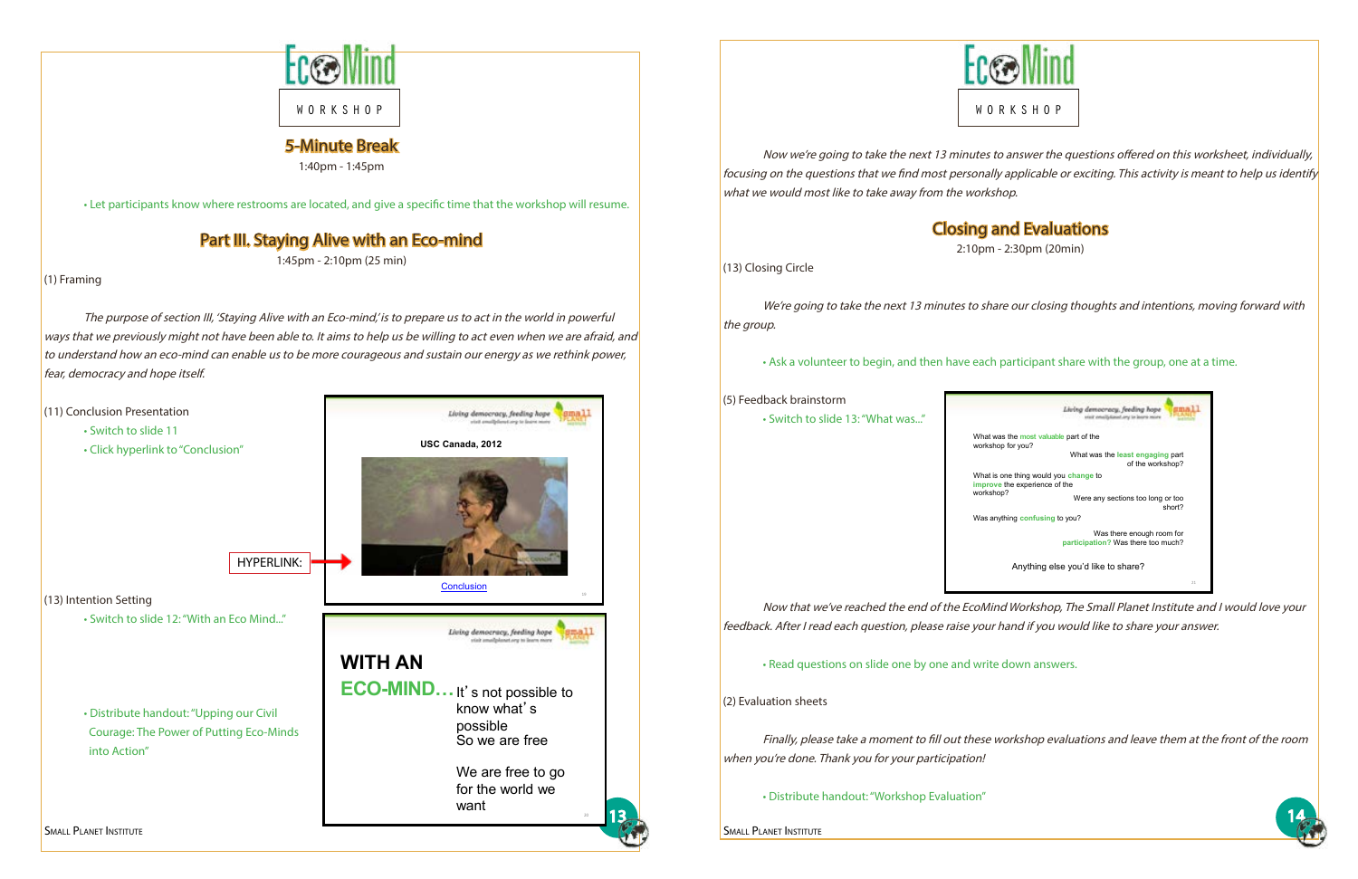## 5-Minute Break

1:40pm - 1:45pm

- Let participants know where restrooms are located, and give a specific time that the workshop will resume.

## Part III. Staying Alive with an Eco-mind

1:45pm - 2:10pm (25 min)

(1) Framing

*The purpose of section III, 'Staying Alive with an Eco-mind,' is to prepare us to act in the world in powerful ways that we previously might not have been able to. It aims to help us be willing to act even when we are afraid, and to understand how an eco-mind can enable us to be more courageous and sustain our energy as we rethink power, fear, democracy and hope itself.*

(11) Conclusion Presentation

- Switch to slide 11
- Click hyperlink to "Conclusion"

HYPERLINK:

USC Canada, 2012

Conclusion

(13) Intention Setting

- Switch to slide 12: "With an Eco Mind..."

WITH AN ECO-MIND… It's not possible to know what's possible. So we are free. We are free to go for the world we want

- Distribute handout: "Upping our Civil Courage: The Power of Putting Eco-Minds into Action"

*Now we're going to take the next 13 minutes to answer the questions offered on this worksheet, individually, focusing on the questions that we find most personally applicable or exciting. This activity is meant to help us identify what we would most like to take away from the workshop.*

## Closing and Evaluations

2:10pm - 2:30pm (20min)

(13) Closing Circle

*We're going to take the next 13 minutes to share our closing thoughts and intentions, moving forward with the group.*

- Ask a volunteer to begin, and then have each participant share with the group, one at a time.

(5) Feedback brainstorm

- Switch to slide 13: "What was..."

What was the most valuable part of the workshop for you?
What was the least engaging part of the workshop?
What is one thing would you change to improve the experience of the workshop?
Were any sections too long or too short?
Was anything confusing to you?
Was there enough room for participation? Was there too much?
Anything else you'd like to share?

*Now that we've reached the end of the EcoMind Workshop, The Small Planet Institute and I would love your feedback. After I read each question, please raise your hand if you would like to share your answer.*

- Read questions on slide one by one and write down answers.

(2) Evaluation sheets

*Finally, please take a moment to fill out these workshop evaluations and leave them at the front of the room when you're done. Thank you for your participation!*

- Distribute handout: "Workshop Evaluation"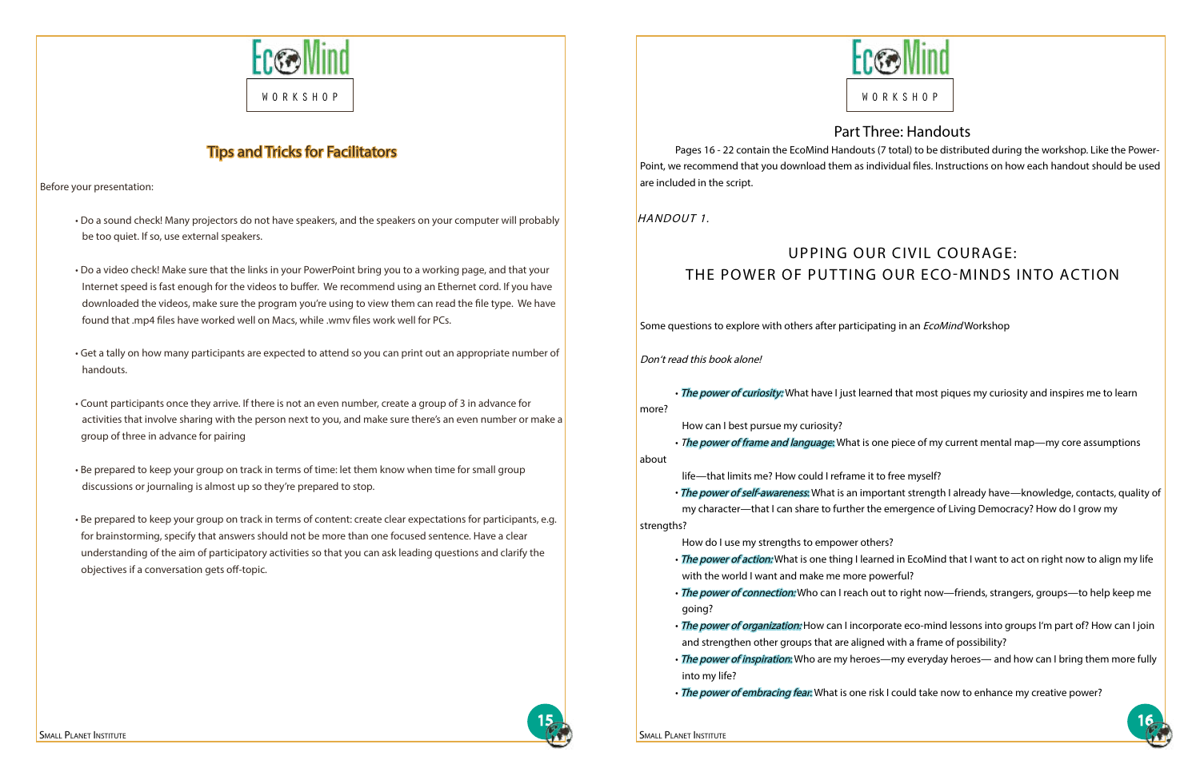# Tips and Tricks for Facilitators

Before your presentation:

- Do a sound check! Many projectors do not have speakers, and the speakers on your computer will probably be too quiet. If so, use external speakers.
- Do a video check! Make sure that the links in your PowerPoint bring you to a working page, and that your Internet speed is fast enough for the videos to buffer. We recommend using an Ethernet cord. If you have downloaded the videos, make sure the program you're using to view them can read the file type. We have found that .mp4 files have worked well on Macs, while .wmv files work well for PCs.
- Get a tally on how many participants are expected to attend so you can print out an appropriate number of handouts.
- Count participants once they arrive. If there is not an even number, create a group of 3 in advance for activities that involve sharing with the person next to you, and make sure there's an even number or make a group of three in advance for pairing
- Be prepared to keep your group on track in terms of time: let them know when time for small group discussions or journaling is almost up so they're prepared to stop.
- Be prepared to keep your group on track in terms of content: create clear expectations for participants, e.g. for brainstorming, specify that answers should not be more than one focused sentence. Have a clear understanding of the aim of participatory activities so that you can ask leading questions and clarify the objectives if a conversation gets off-topic.

## Part Three: Handouts

Pages 16 - 22 contain the EcoMind Handouts (7 total) to be distributed during the workshop. Like the PowerPoint, we recommend that you download them as individual files. Instructions on how each handout should be used are included in the script.

*HANDOUT 1.*

### UPPING OUR CIVIL COURAGE: THE POWER OF PUTTING OUR ECO-MINDS INTO ACTION

Some questions to explore with others after participating in an *EcoMind* Workshop

*Don't read this book alone!*

- ***The power of curiosity:*** What have I just learned that most piques my curiosity and inspires me to learn more?
  How can I best pursue my curiosity?
- ***The power of frame and language:*** What is one piece of my current mental map—my core assumptions about life—that limits me? How could I reframe it to free myself?
- ***The power of self-awareness:*** What is an important strength I already have—knowledge, contacts, quality of my character—that I can share to further the emergence of Living Democracy? How do I grow my strengths?
  How do I use my strengths to empower others?
- ***The power of action:*** What is one thing I learned in EcoMind that I want to act on right now to align my life with the world I want and make me more powerful?
- ***The power of connection:*** Who can I reach out to right now—friends, strangers, groups—to help keep me going?
- ***The power of organization:*** How can I incorporate eco-mind lessons into groups I'm part of? How can I join and strengthen other groups that are aligned with a frame of possibility?
- ***The power of inspiration:*** Who are my heroes—my everyday heroes— and how can I bring them more fully into my life?
- ***The power of embracing fear:*** What is one risk I could take now to enhance my creative power?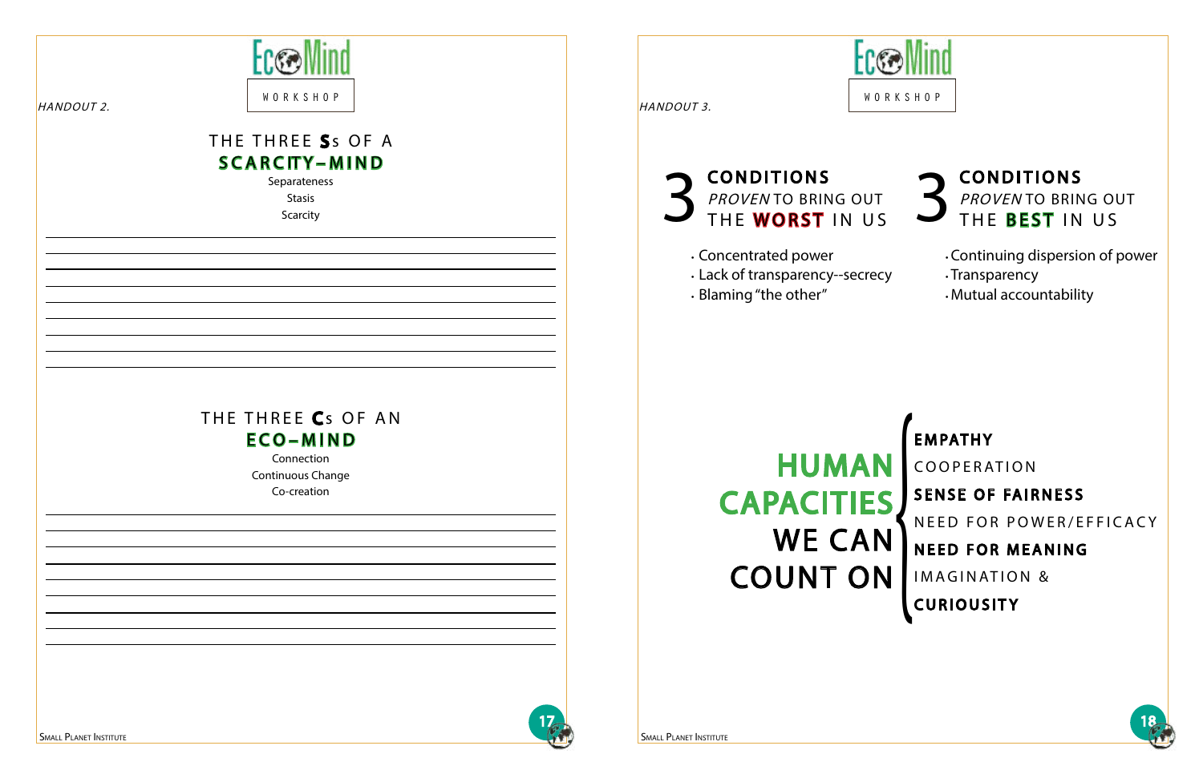*HANDOUT 2.*

EcoMind WORKSHOP

## THE THREE **S**s OF A **SCARCITY–MIND**

Separateness
Stasis
Scarcity

## THE THREE **C**s OF AN **ECO–MIND**

Connection
Continuous Change
Co-creation

*HANDOUT 3.*

EcoMind WORKSHOP

## 3 CONDITIONS *PROVEN* TO BRING OUT THE **WORST** IN US

- Concentrated power
- Lack of transparency--secrecy
- Blaming "the other"

## 3 CONDITIONS *PROVEN* TO BRING OUT THE **BEST** IN US

- Continuing dispersion of power
- Transparency
- Mutual accountability

## HUMAN CAPACITIES WE CAN COUNT ON

- **EMPATHY**
- COOPERATION
- **SENSE OF FAIRNESS**
- NEED FOR POWER/EFFICACY
- **NEED FOR MEANING**
- IMAGINATION &
- **CURIOUSITY**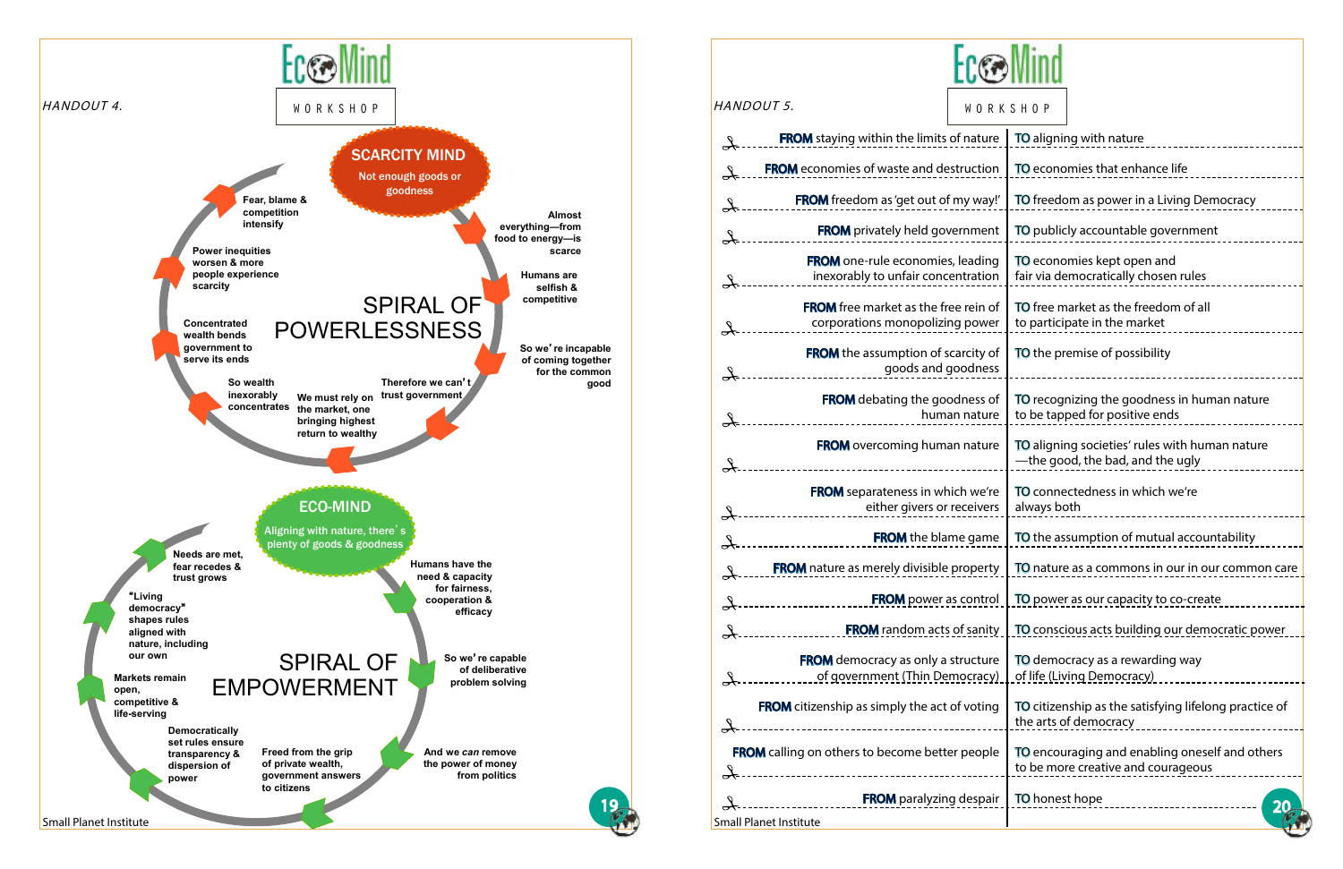# EcoMind WORKSHOP

*HANDOUT 4.*

## SCARCITY MIND

Not enough goods or goodness

### SPIRAL OF POWERLESSNESS

- Almost everything—from food to energy—is scarce
- Humans are selfish & competitive
- So we're incapable of coming together for the common good
- Therefore we can't trust government
- We must rely on the market, one bringing highest return to wealthy
- So wealth inexorably concentrates
- Concentrated wealth bends government to serve its ends
- Power inequities worsen & more people experience scarcity
- Fear, blame & competition intensify

## ECO-MIND

Aligning with nature, there's plenty of goods & goodness

### SPIRAL OF EMPOWERMENT

- Humans have the need & capacity for fairness, cooperation & efficacy
- So we're capable of deliberative problem solving
- And we *can* remove the power of money from politics
- Freed from the grip of private wealth, government answers to citizens
- Democratically set rules ensure transparency & dispersion of power
- Markets remain open, competitive & life-serving
- "Living democracy" shapes rules aligned with nature, including our own
- Needs are met, fear recedes & trust grows

Small Planet Institute

# EcoMind WORKSHOP

*HANDOUT 5.*

| FROM | TO |
|---|---|
| **FROM** staying within the limits of nature | **TO** aligning with nature |
| **FROM** economies of waste and destruction | **TO** economies that enhance life |
| **FROM** freedom as 'get out of my way!' | **TO** freedom as power in a Living Democracy |
| **FROM** privately held government | **TO** publicly accountable government |
| **FROM** one-rule economies, leading inexorably to unfair concentration | **TO** economies kept open and fair via democratically chosen rules |
| **FROM** free market as the free rein of corporations monopolizing power | **TO** free market as the freedom of all to participate in the market |
| **FROM** the assumption of scarcity of goods and goodness | **TO** the premise of possibility |
| **FROM** debating the goodness of human nature | **TO** recognizing the goodness in human nature to be tapped for positive ends |
| **FROM** overcoming human nature | **TO** aligning societies' rules with human nature —the good, the bad, and the ugly |
| **FROM** separateness in which we're either givers or receivers | **TO** connectedness in which we're always both |
| **FROM** the blame game | **TO** the assumption of mutual accountability |
| **FROM** nature as merely divisible property | **TO** nature as a commons in our in our common care |
| **FROM** power as control | **TO** power as our capacity to co-create |
| **FROM** random acts of sanity | **TO** conscious acts building our democratic power |
| **FROM** democracy as only a structure of government (Thin Democracy) | **TO** democracy as a rewarding way of life (Living Democracy) |
| **FROM** citizenship as simply the act of voting | **TO** citizenship as the satisfying lifelong practice of the arts of democracy |
| **FROM** calling on others to become better people | **TO** encouraging and enabling oneself and others to be more creative and courageous |
| **FROM** paralyzing despair | **TO** honest hope |

Small Planet Institute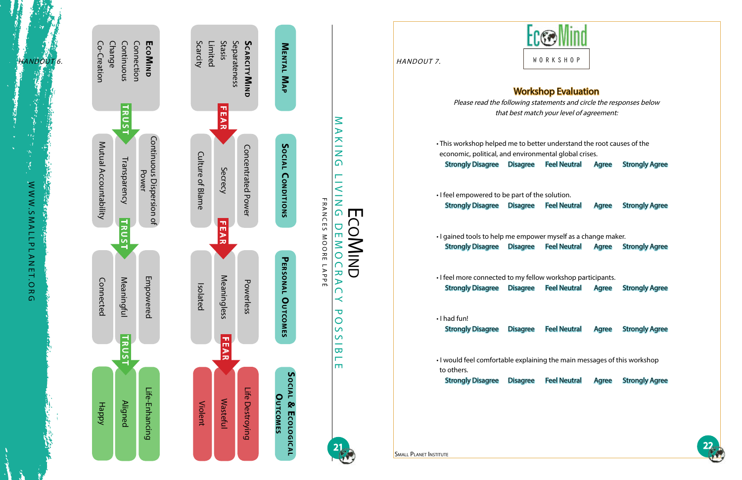HANDOUT 6.

| Mental Map | Social Conditions | Personal Outcomes | Social & Ecological Outcomes |
|---|---|---|---|
| **ScarcityMind** Separateness, Stasis, Limited, Scarcity | Concentrated Power, Secrecy, Culture of Blame | Powerless, Meaningless, Isolated | Life Destroying, Wasteful, Violent |
| **EcoMind** Connection, Continuous Change, Co-Creation | Continuous Dispersion of Power, Transparency, Mutual Accountability | Empowered, Meaningful, Connected | Life-Enhancing, Aligned, Happy |

ScarcityMind → FEAR → Social Conditions → FEAR → Personal Outcomes → FEAR → Social & Ecological Outcomes

EcoMind → TRUST → Social Conditions → TRUST → Personal Outcomes → TRUST → Social & Ecological Outcomes

WWW.SMALLPLANET.ORG

# EcoMind

MAKING LIVING DEMOCRACY POSSIBLE

FRANCES MOORE LAPPÉ

HANDOUT 7.

EcoMind WORKSHOP

## Workshop Evaluation

*Please read the following statements and circle the responses below that best match your level of agreement:*

- This workshop helped me to better understand the root causes of the economic, political, and environmental global crises.
  Strongly Disagree Disagree Feel Neutral Agree Strongly Agree
- I feel empowered to be part of the solution.
  Strongly Disagree Disagree Feel Neutral Agree Strongly Agree
- I gained tools to help me empower myself as a change maker.
  Strongly Disagree Disagree Feel Neutral Agree Strongly Agree
- I feel more connected to my fellow workshop participants.
  Strongly Disagree Disagree Feel Neutral Agree Strongly Agree
- I had fun!
  Strongly Disagree Disagree Feel Neutral Agree Strongly Agree
- I would feel comfortable explaining the main messages of this workshop to others.
  Strongly Disagree Disagree Feel Neutral Agree Strongly Agree

Small Planet Institute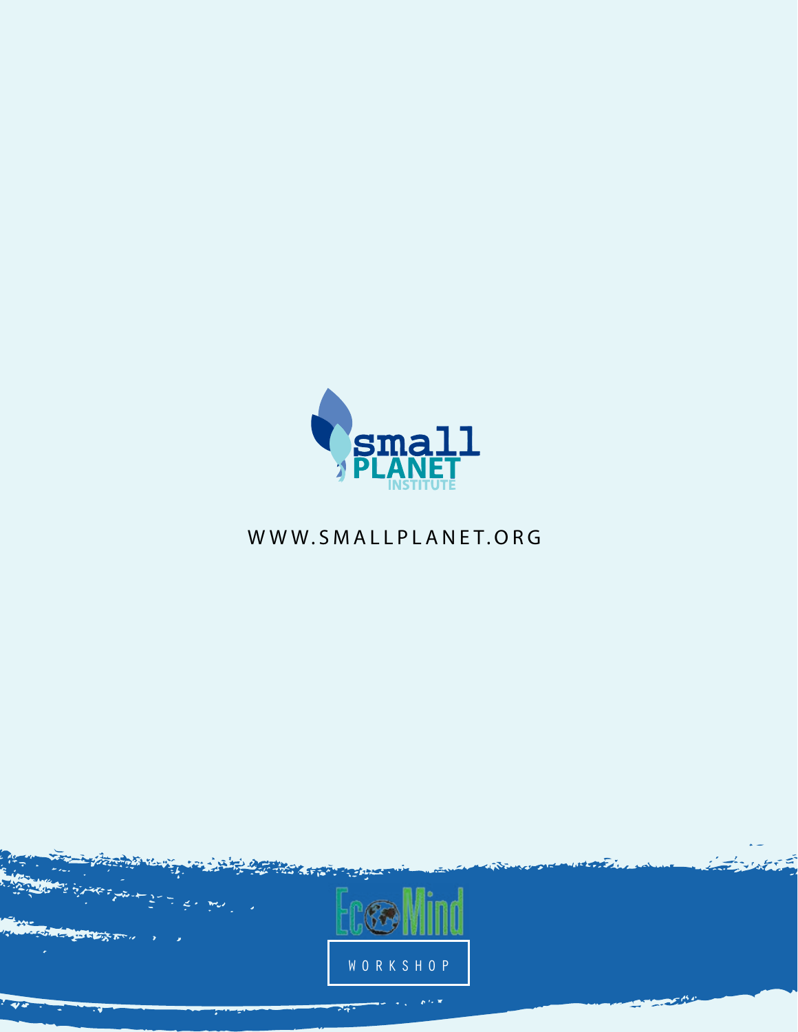small PLANET INSTITUTE

WWW.SMALLPLANET.ORG

EcoMind

WORKSHOP